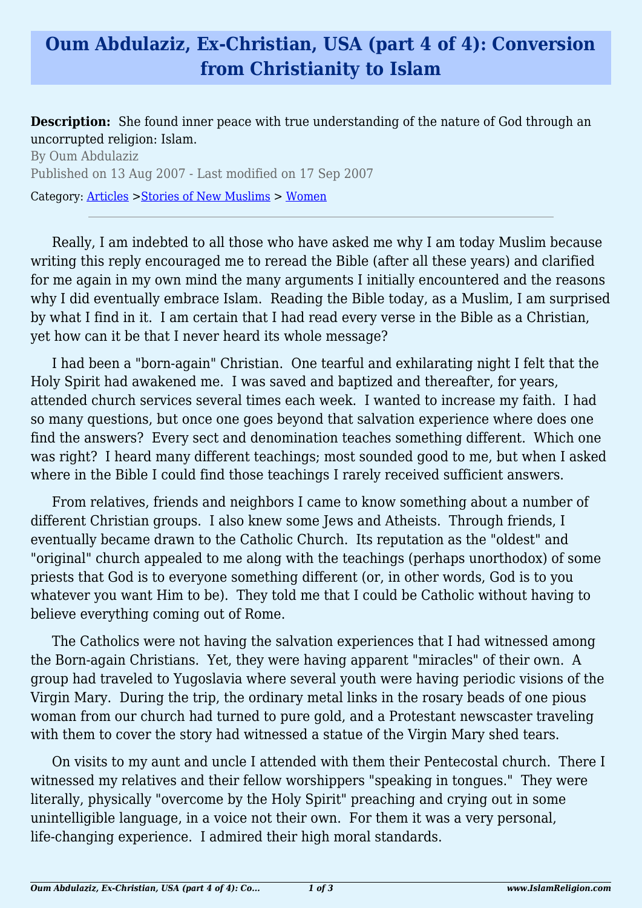# Oum Abdulaziz, Ex-Christian, USA (part 4 of 4): Conversion from Christianity to Islam

**Description:** She found inner peace with true understanding of the nature of God through an uncorrupted religion: Islam.

By Oum Abdulaziz

Published on 13 Aug 2007 - Last modified on 17 Sep 2007

Category: Articles >Stories of New Muslims > Women

---

Really, I am indebted to all those who have asked me why I am today Muslim because writing this reply encouraged me to reread the Bible (after all these years) and clarified for me again in my own mind the many arguments I initially encountered and the reasons why I did eventually embrace Islam. Reading the Bible today, as a Muslim, I am surprised by what I find in it. I am certain that I had read every verse in the Bible as a Christian, yet how can it be that I never heard its whole message?

I had been a "born-again" Christian. One tearful and exhilarating night I felt that the Holy Spirit had awakened me. I was saved and baptized and thereafter, for years, attended church services several times each week. I wanted to increase my faith. I had so many questions, but once one goes beyond that salvation experience where does one find the answers? Every sect and denomination teaches something different. Which one was right? I heard many different teachings; most sounded good to me, but when I asked where in the Bible I could find those teachings I rarely received sufficient answers.

From relatives, friends and neighbors I came to know something about a number of different Christian groups. I also knew some Jews and Atheists. Through friends, I eventually became drawn to the Catholic Church. Its reputation as the "oldest" and "original" church appealed to me along with the teachings (perhaps unorthodox) of some priests that God is to everyone something different (or, in other words, God is to you whatever you want Him to be). They told me that I could be Catholic without having to believe everything coming out of Rome.

The Catholics were not having the salvation experiences that I had witnessed among the Born-again Christians. Yet, they were having apparent "miracles" of their own. A group had traveled to Yugoslavia where several youth were having periodic visions of the Virgin Mary. During the trip, the ordinary metal links in the rosary beads of one pious woman from our church had turned to pure gold, and a Protestant newscaster traveling with them to cover the story had witnessed a statue of the Virgin Mary shed tears.

On visits to my aunt and uncle I attended with them their Pentecostal church. There I witnessed my relatives and their fellow worshippers "speaking in tongues." They were literally, physically "overcome by the Holy Spirit" preaching and crying out in some unintelligible language, in a voice not their own. For them it was a very personal, life-changing experience. I admired their high moral standards.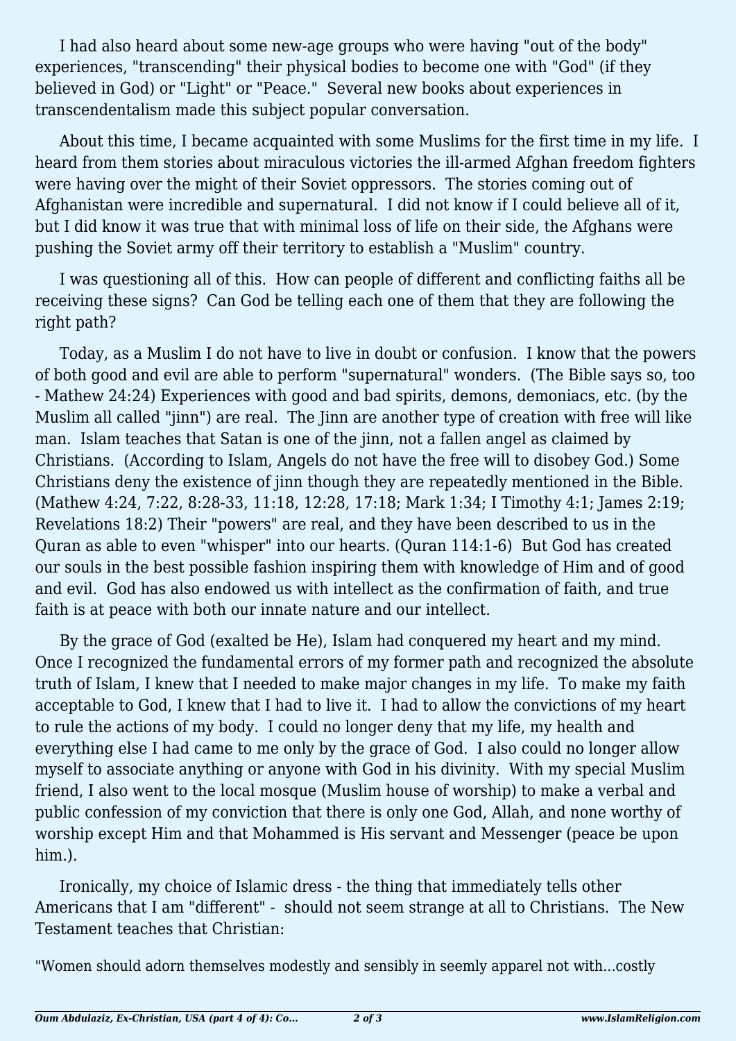I had also heard about some new-age groups who were having "out of the body" experiences, "transcending" their physical bodies to become one with "God" (if they believed in God) or "Light" or "Peace." Several new books about experiences in transcendentalism made this subject popular conversation.

About this time, I became acquainted with some Muslims for the first time in my life. I heard from them stories about miraculous victories the ill-armed Afghan freedom fighters were having over the might of their Soviet oppressors. The stories coming out of Afghanistan were incredible and supernatural. I did not know if I could believe all of it, but I did know it was true that with minimal loss of life on their side, the Afghans were pushing the Soviet army off their territory to establish a "Muslim" country.

I was questioning all of this. How can people of different and conflicting faiths all be receiving these signs? Can God be telling each one of them that they are following the right path?

Today, as a Muslim I do not have to live in doubt or confusion. I know that the powers of both good and evil are able to perform "supernatural" wonders. (The Bible says so, too - Mathew 24:24) Experiences with good and bad spirits, demons, demoniacs, etc. (by the Muslim all called "jinn") are real. The Jinn are another type of creation with free will like man. Islam teaches that Satan is one of the jinn, not a fallen angel as claimed by Christians. (According to Islam, Angels do not have the free will to disobey God.) Some Christians deny the existence of jinn though they are repeatedly mentioned in the Bible. (Mathew 4:24, 7:22, 8:28-33, 11:18, 12:28, 17:18; Mark 1:34; I Timothy 4:1; James 2:19; Revelations 18:2) Their "powers" are real, and they have been described to us in the Quran as able to even "whisper" into our hearts. (Quran 114:1-6) But God has created our souls in the best possible fashion inspiring them with knowledge of Him and of good and evil. God has also endowed us with intellect as the confirmation of faith, and true faith is at peace with both our innate nature and our intellect.

By the grace of God (exalted be He), Islam had conquered my heart and my mind. Once I recognized the fundamental errors of my former path and recognized the absolute truth of Islam, I knew that I needed to make major changes in my life. To make my faith acceptable to God, I knew that I had to live it. I had to allow the convictions of my heart to rule the actions of my body. I could no longer deny that my life, my health and everything else I had came to me only by the grace of God. I also could no longer allow myself to associate anything or anyone with God in his divinity. With my special Muslim friend, I also went to the local mosque (Muslim house of worship) to make a verbal and public confession of my conviction that there is only one God, Allah, and none worthy of worship except Him and that Mohammed is His servant and Messenger (peace be upon him.).

Ironically, my choice of Islamic dress - the thing that immediately tells other Americans that I am "different" - should not seem strange at all to Christians. The New Testament teaches that Christian:

"Women should adorn themselves modestly and sensibly in seemly apparel not with...costly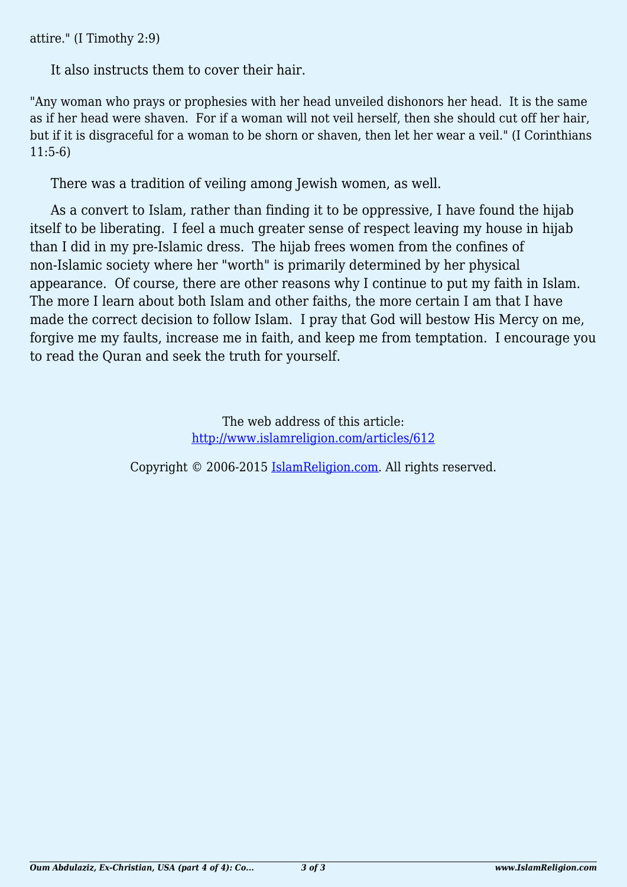attire." (I Timothy 2:9)

It also instructs them to cover their hair.

"Any woman who prays or prophesies with her head unveiled dishonors her head.  It is the same as if her head were shaven.  For if a woman will not veil herself, then she should cut off her hair, but if it is disgraceful for a woman to be shorn or shaven, then let her wear a veil." (I Corinthians 11:5-6)

There was a tradition of veiling among Jewish women, as well.

As a convert to Islam, rather than finding it to be oppressive, I have found the hijab itself to be liberating.  I feel a much greater sense of respect leaving my house in hijab than I did in my pre-Islamic dress.  The hijab frees women from the confines of non-Islamic society where her "worth" is primarily determined by her physical appearance.  Of course, there are other reasons why I continue to put my faith in Islam.  The more I learn about both Islam and other faiths, the more certain I am that I have made the correct decision to follow Islam.  I pray that God will bestow His Mercy on me, forgive me my faults, increase me in faith, and keep me from temptation.  I encourage you to read the Quran and seek the truth for yourself.

The web address of this article:
[http://www.islamreligion.com/articles/612](http://www.islamreligion.com/articles/612)

Copyright © 2006-2015 [IslamReligion.com](http://www.islamreligion.com). All rights reserved.